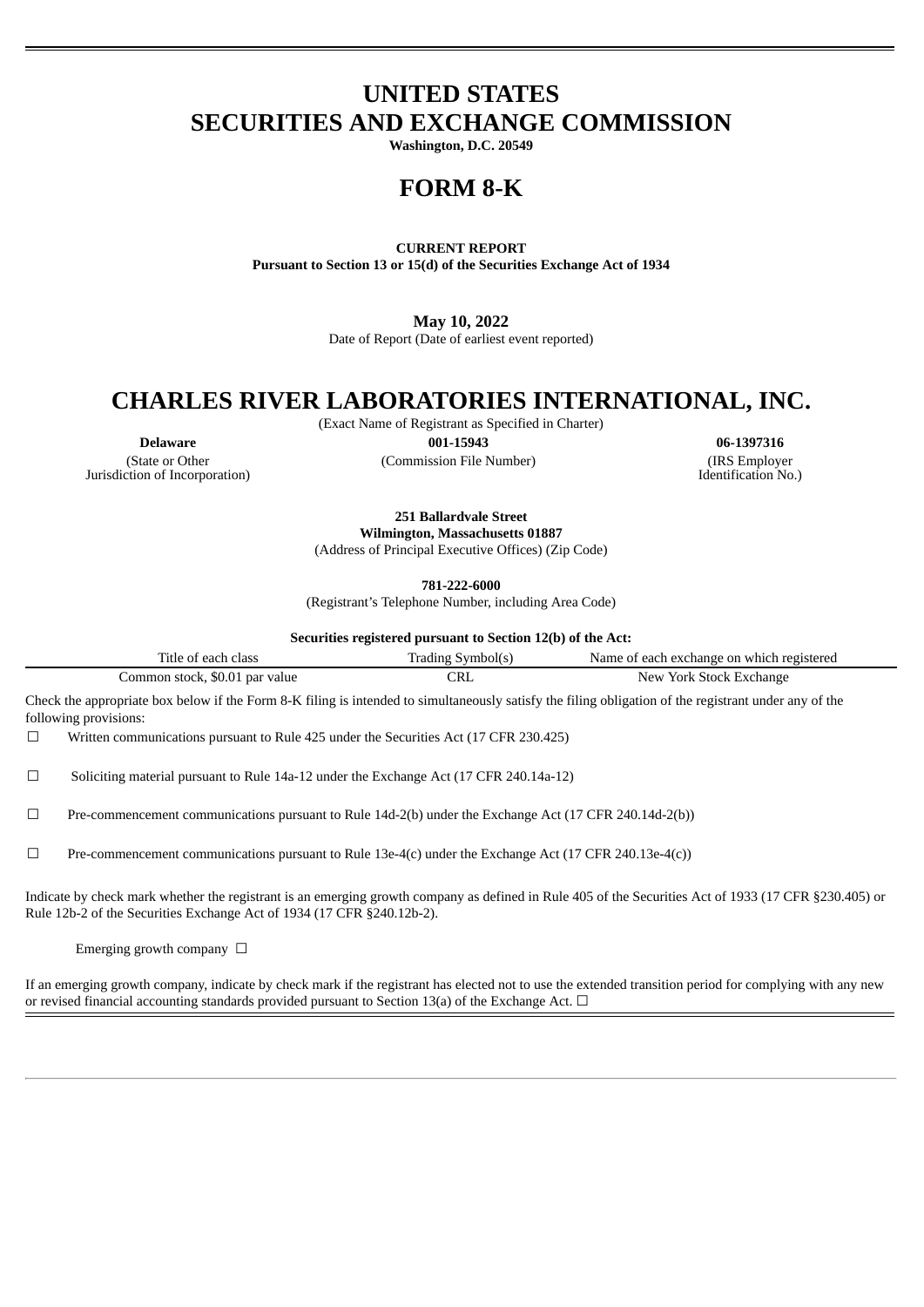# UNITED STATES
# SECURITIES AND EXCHANGE COMMISSION

**Washington, D.C. 20549**

# FORM 8-K

**CURRENT REPORT**
**Pursuant to Section 13 or 15(d) of the Securities Exchange Act of 1934**

**May 10, 2022**
Date of Report (Date of earliest event reported)

# CHARLES RIVER LABORATORIES INTERNATIONAL, INC.

(Exact Name of Registrant as Specified in Charter)

| **Delaware** | **001-15943** | **06-1397316** |
|---|---|---|
| (State or Other Jurisdiction of Incorporation) | (Commission File Number) | (IRS Employer Identification No.) |

**251 Ballardvale Street**
**Wilmington, Massachusetts 01887**
(Address of Principal Executive Offices) (Zip Code)

**781-222-6000**
(Registrant's Telephone Number, including Area Code)

**Securities registered pursuant to Section 12(b) of the Act:**

| Title of each class | Trading Symbol(s) | Name of each exchange on which registered |
|---|---|---|
| Common stock, $0.01 par value | CRL | New York Stock Exchange |

Check the appropriate box below if the Form 8-K filing is intended to simultaneously satisfy the filing obligation of the registrant under any of the following provisions:

☐ Written communications pursuant to Rule 425 under the Securities Act (17 CFR 230.425)

☐ Soliciting material pursuant to Rule 14a-12 under the Exchange Act (17 CFR 240.14a-12)

☐ Pre-commencement communications pursuant to Rule 14d-2(b) under the Exchange Act (17 CFR 240.14d-2(b))

☐ Pre-commencement communications pursuant to Rule 13e-4(c) under the Exchange Act (17 CFR 240.13e-4(c))

Indicate by check mark whether the registrant is an emerging growth company as defined in Rule 405 of the Securities Act of 1933 (17 CFR §230.405) or Rule 12b-2 of the Securities Exchange Act of 1934 (17 CFR §240.12b-2).

Emerging growth company ☐

If an emerging growth company, indicate by check mark if the registrant has elected not to use the extended transition period for complying with any new or revised financial accounting standards provided pursuant to Section 13(a) of the Exchange Act. ☐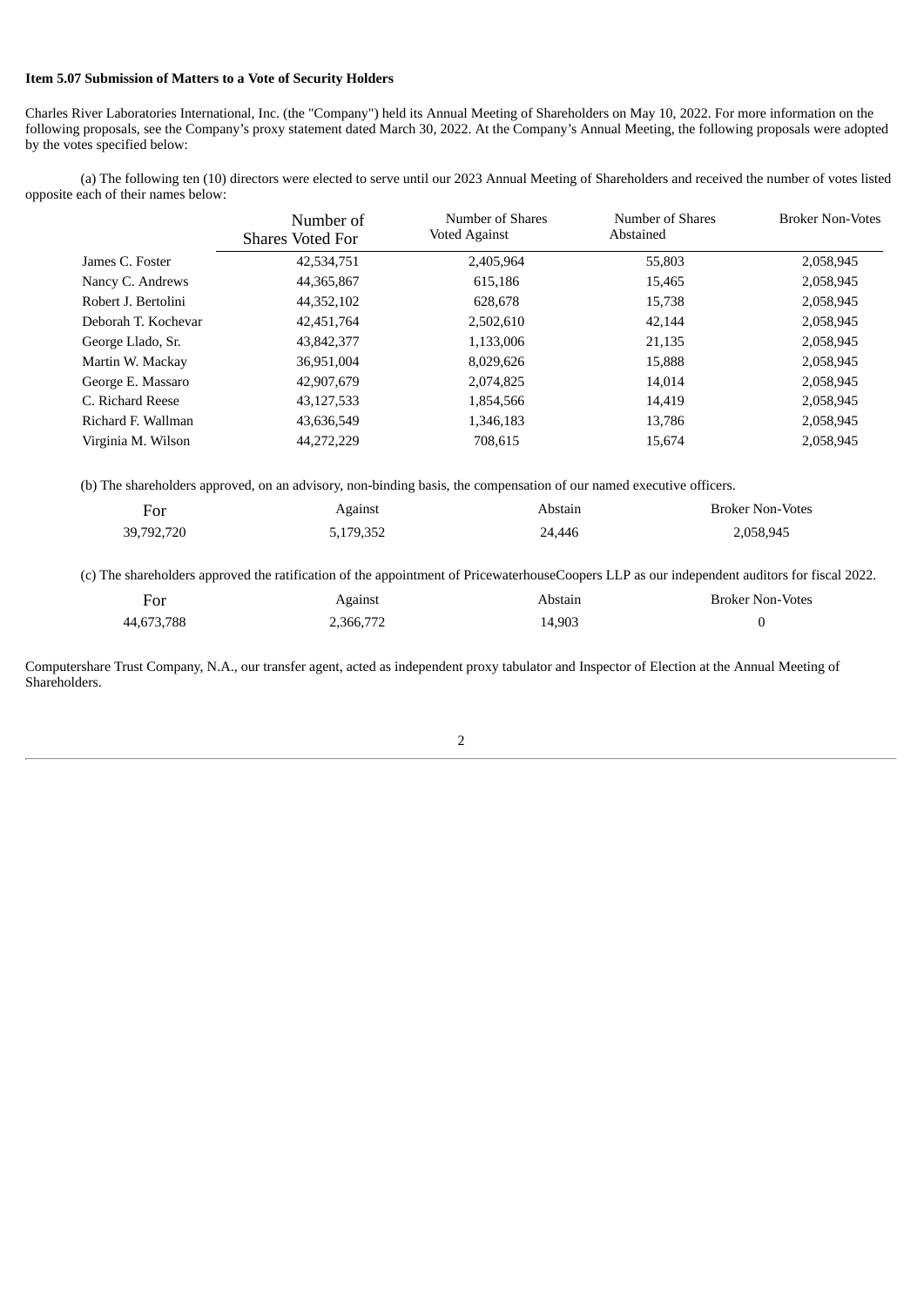**Item 5.07 Submission of Matters to a Vote of Security Holders**

Charles River Laboratories International, Inc. (the "Company") held its Annual Meeting of Shareholders on May 10, 2022. For more information on the following proposals, see the Company's proxy statement dated March 30, 2022. At the Company's Annual Meeting, the following proposals were adopted by the votes specified below:

(a) The following ten (10) directors were elected to serve until our 2023 Annual Meeting of Shareholders and received the number of votes listed opposite each of their names below:

| | Number of Shares Voted For | Number of Shares Voted Against | Number of Shares Abstained | Broker Non-Votes |
|---|---|---|---|---|
| James C. Foster | 42,534,751 | 2,405,964 | 55,803 | 2,058,945 |
| Nancy C. Andrews | 44,365,867 | 615,186 | 15,465 | 2,058,945 |
| Robert J. Bertolini | 44,352,102 | 628,678 | 15,738 | 2,058,945 |
| Deborah T. Kochevar | 42,451,764 | 2,502,610 | 42,144 | 2,058,945 |
| George Llado, Sr. | 43,842,377 | 1,133,006 | 21,135 | 2,058,945 |
| Martin W. Mackay | 36,951,004 | 8,029,626 | 15,888 | 2,058,945 |
| George E. Massaro | 42,907,679 | 2,074,825 | 14,014 | 2,058,945 |
| C. Richard Reese | 43,127,533 | 1,854,566 | 14,419 | 2,058,945 |
| Richard F. Wallman | 43,636,549 | 1,346,183 | 13,786 | 2,058,945 |
| Virginia M. Wilson | 44,272,229 | 708,615 | 15,674 | 2,058,945 |

(b) The shareholders approved, on an advisory, non-binding basis, the compensation of our named executive officers.

| For | Against | Abstain | Broker Non-Votes |
|---|---|---|---|
| 39,792,720 | 5,179,352 | 24,446 | 2,058,945 |

(c) The shareholders approved the ratification of the appointment of PricewaterhouseCoopers LLP as our independent auditors for fiscal 2022.

| For | Against | Abstain | Broker Non-Votes |
|---|---|---|---|
| 44,673,788 | 2,366,772 | 14,903 | 0 |

Computershare Trust Company, N.A., our transfer agent, acted as independent proxy tabulator and Inspector of Election at the Annual Meeting of Shareholders.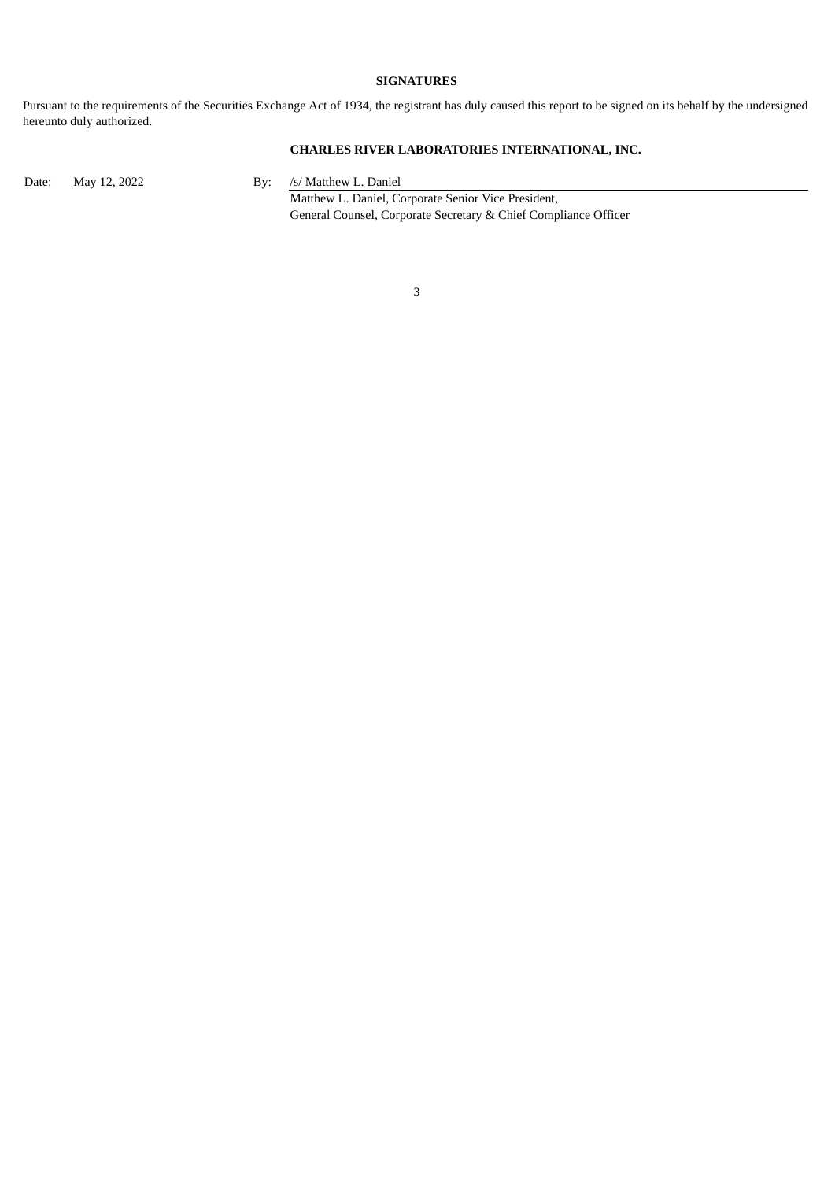**SIGNATURES**

Pursuant to the requirements of the Securities Exchange Act of 1934, the registrant has duly caused this report to be signed on its behalf by the undersigned hereunto duly authorized.

**CHARLES RIVER LABORATORIES INTERNATIONAL, INC.**

| | | | |
|---|---|---|---|
| Date: | May 12, 2022 | By: | /s/ Matthew L. Daniel |
| | | | Matthew L. Daniel, Corporate Senior Vice President, General Counsel, Corporate Secretary & Chief Compliance Officer |